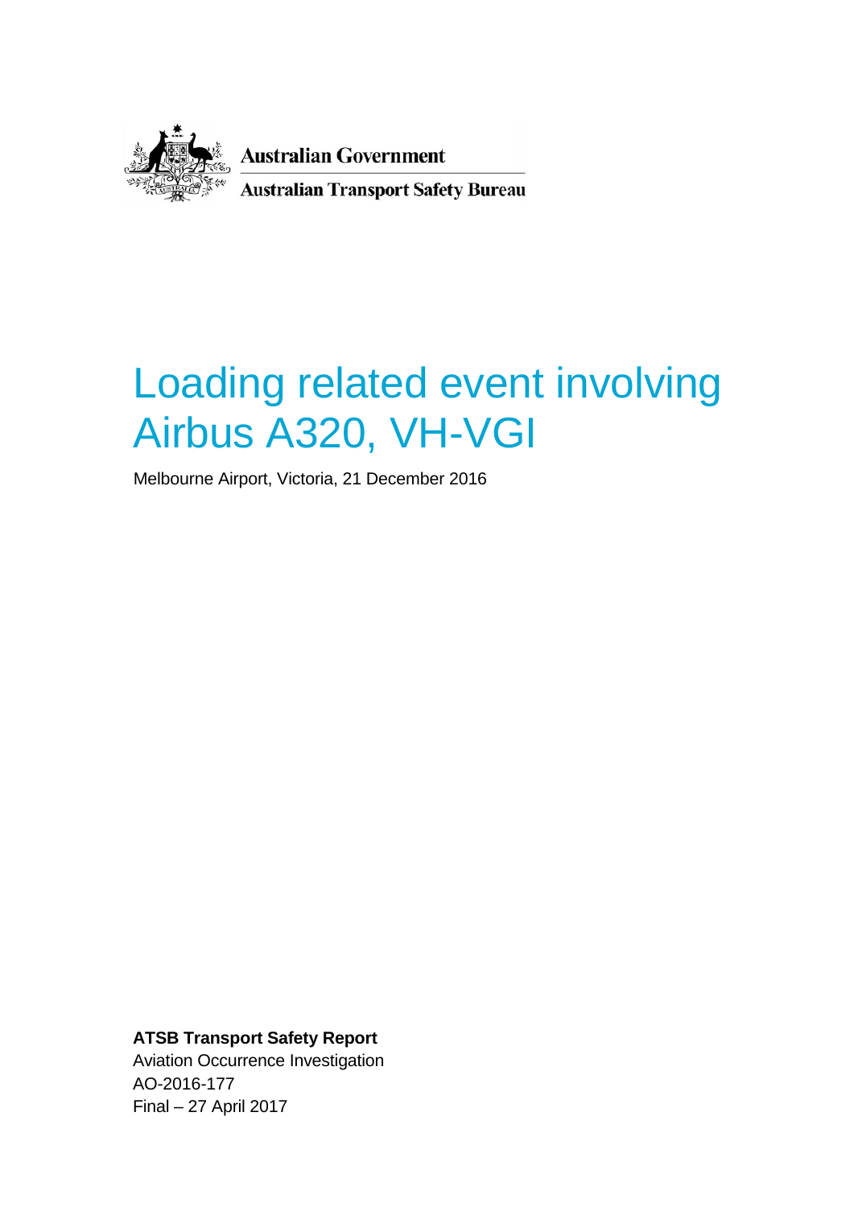Australian Government

Australian Transport Safety Bureau

# Loading related event involving Airbus A320, VH-VGI

Melbourne Airport, Victoria, 21 December 2016

**ATSB Transport Safety Report**

Aviation Occurrence Investigation

AO-2016-177

Final – 27 April 2017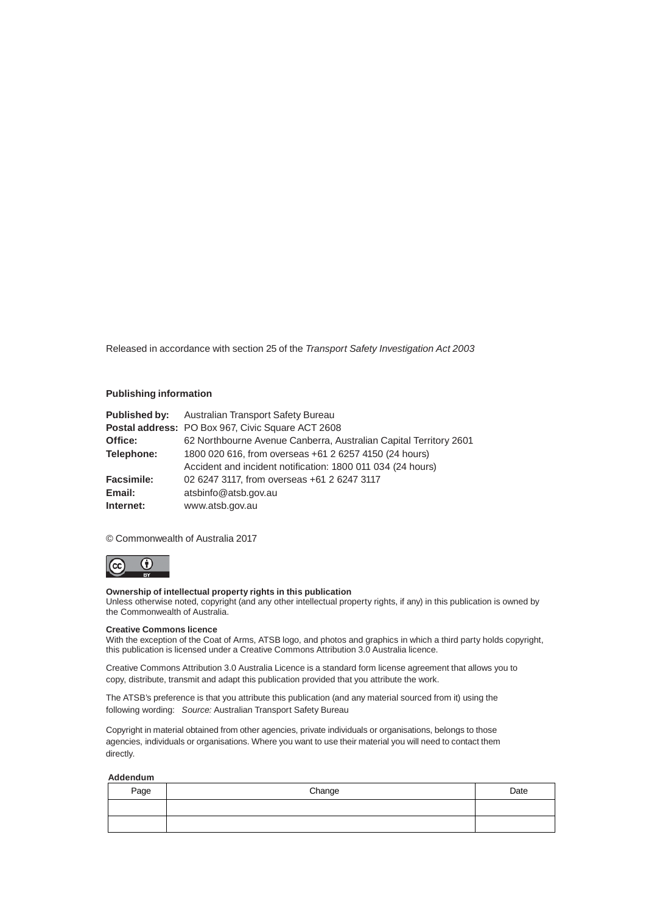Released in accordance with section 25 of the *Transport Safety Investigation Act 2003*

**Publishing information**

**Published by:** Australian Transport Safety Bureau
**Postal address:** PO Box 967, Civic Square ACT 2608
**Office:** 62 Northbourne Avenue Canberra, Australian Capital Territory 2601
**Telephone:** 1800 020 616, from overseas +61 2 6257 4150 (24 hours)
Accident and incident notification: 1800 011 034 (24 hours)
**Facsimile:** 02 6247 3117, from overseas +61 2 6247 3117
**Email:** atsbinfo@atsb.gov.au
**Internet:** www.atsb.gov.au

© Commonwealth of Australia 2017

**Ownership of intellectual property rights in this publication**
Unless otherwise noted, copyright (and any other intellectual property rights, if any) in this publication is owned by the Commonwealth of Australia.

**Creative Commons licence**
With the exception of the Coat of Arms, ATSB logo, and photos and graphics in which a third party holds copyright, this publication is licensed under a Creative Commons Attribution 3.0 Australia licence.

Creative Commons Attribution 3.0 Australia Licence is a standard form license agreement that allows you to copy, distribute, transmit and adapt this publication provided that you attribute the work.

The ATSB's preference is that you attribute this publication (and any material sourced from it) using the following wording: *Source:* Australian Transport Safety Bureau

Copyright in material obtained from other agencies, private individuals or organisations, belongs to those agencies, individuals or organisations. Where you want to use their material you will need to contact them directly.

**Addendum**

| Page | Change | Date |
|---|---|---|
| | | |
| | | |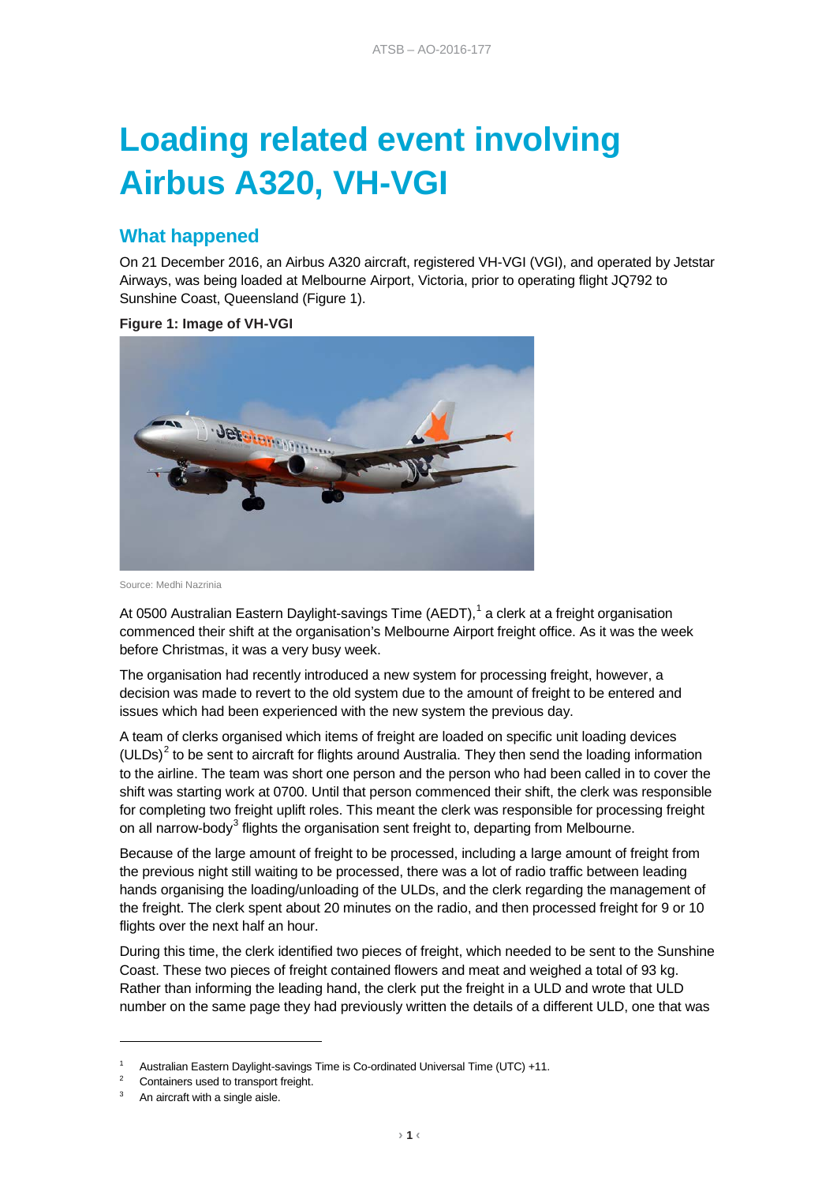# Loading related event involving Airbus A320, VH-VGI

## What happened

On 21 December 2016, an Airbus A320 aircraft, registered VH-VGI (VGI), and operated by Jetstar Airways, was being loaded at Melbourne Airport, Victoria, prior to operating flight JQ792 to Sunshine Coast, Queensland (Figure 1).

**Figure 1: Image of VH-VGI**

Source: Medhi Nazrinia

At 0500 Australian Eastern Daylight-savings Time (AEDT),[1] a clerk at a freight organisation commenced their shift at the organisation's Melbourne Airport freight office. As it was the week before Christmas, it was a very busy week.

The organisation had recently introduced a new system for processing freight, however, a decision was made to revert to the old system due to the amount of freight to be entered and issues which had been experienced with the new system the previous day.

A team of clerks organised which items of freight are loaded on specific unit loading devices (ULDs)[2] to be sent to aircraft for flights around Australia. They then send the loading information to the airline. The team was short one person and the person who had been called in to cover the shift was starting work at 0700. Until that person commenced their shift, the clerk was responsible for completing two freight uplift roles. This meant the clerk was responsible for processing freight on all narrow-body[3] flights the organisation sent freight to, departing from Melbourne.

Because of the large amount of freight to be processed, including a large amount of freight from the previous night still waiting to be processed, there was a lot of radio traffic between leading hands organising the loading/unloading of the ULDs, and the clerk regarding the management of the freight. The clerk spent about 20 minutes on the radio, and then processed freight for 9 or 10 flights over the next half an hour.

During this time, the clerk identified two pieces of freight, which needed to be sent to the Sunshine Coast. These two pieces of freight contained flowers and meat and weighed a total of 93 kg. Rather than informing the leading hand, the clerk put the freight in a ULD and wrote that ULD number on the same page they had previously written the details of a different ULD, one that was

[1] Australian Eastern Daylight-savings Time is Co-ordinated Universal Time (UTC) +11.

[2] Containers used to transport freight.

[3] An aircraft with a single aisle.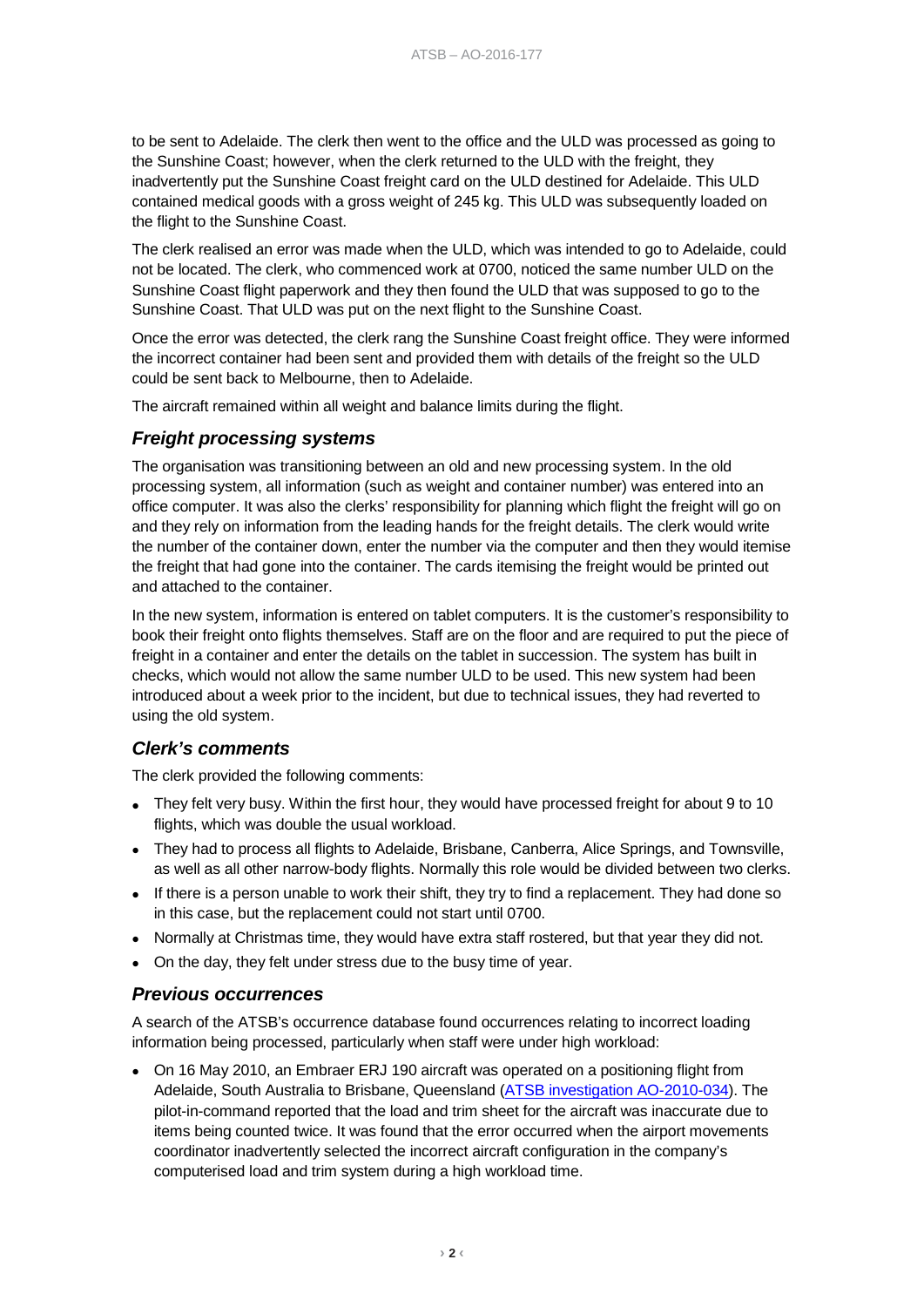to be sent to Adelaide. The clerk then went to the office and the ULD was processed as going to the Sunshine Coast; however, when the clerk returned to the ULD with the freight, they inadvertently put the Sunshine Coast freight card on the ULD destined for Adelaide. This ULD contained medical goods with a gross weight of 245 kg. This ULD was subsequently loaded on the flight to the Sunshine Coast.

The clerk realised an error was made when the ULD, which was intended to go to Adelaide, could not be located. The clerk, who commenced work at 0700, noticed the same number ULD on the Sunshine Coast flight paperwork and they then found the ULD that was supposed to go to the Sunshine Coast. That ULD was put on the next flight to the Sunshine Coast.

Once the error was detected, the clerk rang the Sunshine Coast freight office. They were informed the incorrect container had been sent and provided them with details of the freight so the ULD could be sent back to Melbourne, then to Adelaide.

The aircraft remained within all weight and balance limits during the flight.

### *Freight processing systems*

The organisation was transitioning between an old and new processing system. In the old processing system, all information (such as weight and container number) was entered into an office computer. It was also the clerks' responsibility for planning which flight the freight will go on and they rely on information from the leading hands for the freight details. The clerk would write the number of the container down, enter the number via the computer and then they would itemise the freight that had gone into the container. The cards itemising the freight would be printed out and attached to the container.

In the new system, information is entered on tablet computers. It is the customer's responsibility to book their freight onto flights themselves. Staff are on the floor and are required to put the piece of freight in a container and enter the details on the tablet in succession. The system has built in checks, which would not allow the same number ULD to be used. This new system had been introduced about a week prior to the incident, but due to technical issues, they had reverted to using the old system.

### *Clerk's comments*

The clerk provided the following comments:

- They felt very busy. Within the first hour, they would have processed freight for about 9 to 10 flights, which was double the usual workload.
- They had to process all flights to Adelaide, Brisbane, Canberra, Alice Springs, and Townsville, as well as all other narrow-body flights. Normally this role would be divided between two clerks.
- If there is a person unable to work their shift, they try to find a replacement. They had done so in this case, but the replacement could not start until 0700.
- Normally at Christmas time, they would have extra staff rostered, but that year they did not.
- On the day, they felt under stress due to the busy time of year.

### *Previous occurrences*

A search of the ATSB's occurrence database found occurrences relating to incorrect loading information being processed, particularly when staff were under high workload:

- On 16 May 2010, an Embraer ERJ 190 aircraft was operated on a positioning flight from Adelaide, South Australia to Brisbane, Queensland (ATSB investigation AO-2010-034). The pilot-in-command reported that the load and trim sheet for the aircraft was inaccurate due to items being counted twice. It was found that the error occurred when the airport movements coordinator inadvertently selected the incorrect aircraft configuration in the company's computerised load and trim system during a high workload time.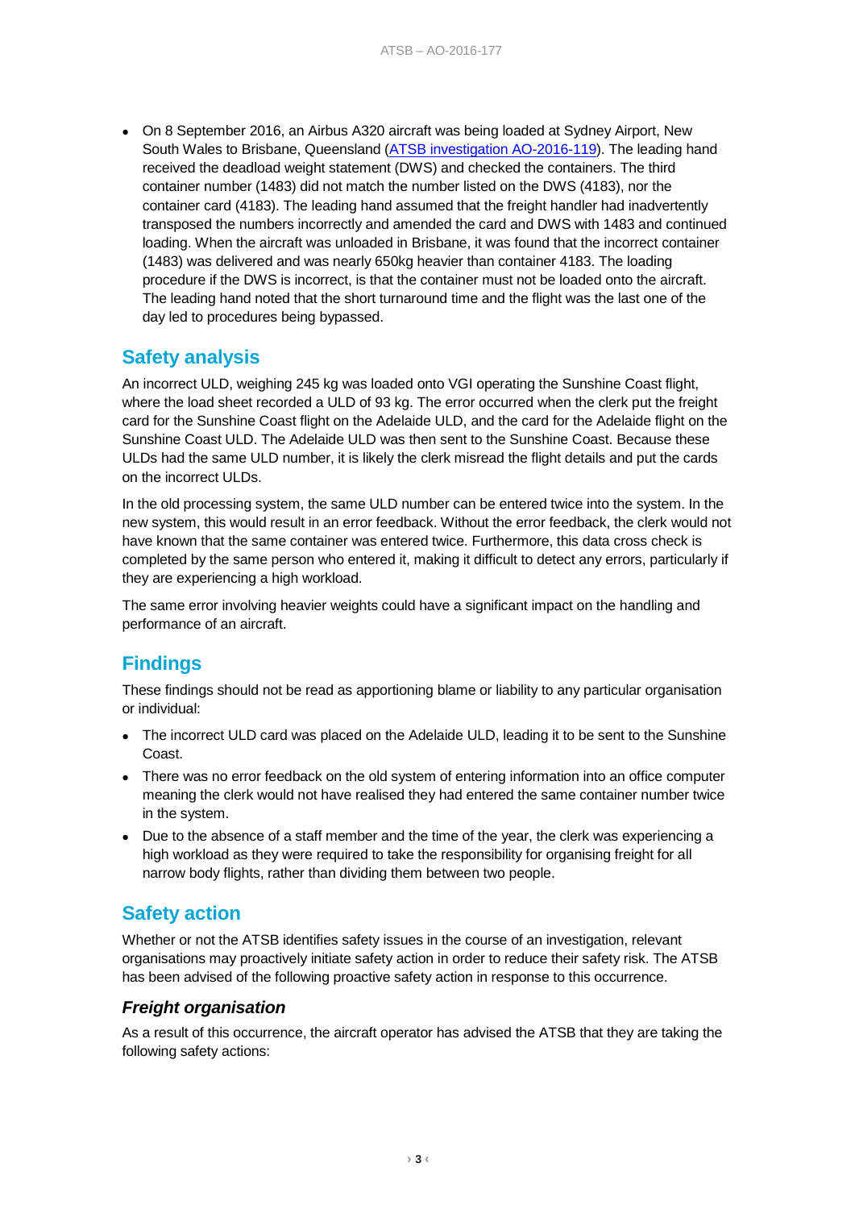- On 8 September 2016, an Airbus A320 aircraft was being loaded at Sydney Airport, New South Wales to Brisbane, Queensland (ATSB investigation AO-2016-119). The leading hand received the deadload weight statement (DWS) and checked the containers. The third container number (1483) did not match the number listed on the DWS (4183), nor the container card (4183). The leading hand assumed that the freight handler had inadvertently transposed the numbers incorrectly and amended the card and DWS with 1483 and continued loading. When the aircraft was unloaded in Brisbane, it was found that the incorrect container (1483) was delivered and was nearly 650kg heavier than container 4183. The loading procedure if the DWS is incorrect, is that the container must not be loaded onto the aircraft. The leading hand noted that the short turnaround time and the flight was the last one of the day led to procedures being bypassed.

## Safety analysis

An incorrect ULD, weighing 245 kg was loaded onto VGI operating the Sunshine Coast flight, where the load sheet recorded a ULD of 93 kg. The error occurred when the clerk put the freight card for the Sunshine Coast flight on the Adelaide ULD, and the card for the Adelaide flight on the Sunshine Coast ULD. The Adelaide ULD was then sent to the Sunshine Coast. Because these ULDs had the same ULD number, it is likely the clerk misread the flight details and put the cards on the incorrect ULDs.

In the old processing system, the same ULD number can be entered twice into the system. In the new system, this would result in an error feedback. Without the error feedback, the clerk would not have known that the same container was entered twice. Furthermore, this data cross check is completed by the same person who entered it, making it difficult to detect any errors, particularly if they are experiencing a high workload.

The same error involving heavier weights could have a significant impact on the handling and performance of an aircraft.

## Findings

These findings should not be read as apportioning blame or liability to any particular organisation or individual:

- The incorrect ULD card was placed on the Adelaide ULD, leading it to be sent to the Sunshine Coast.
- There was no error feedback on the old system of entering information into an office computer meaning the clerk would not have realised they had entered the same container number twice in the system.
- Due to the absence of a staff member and the time of the year, the clerk was experiencing a high workload as they were required to take the responsibility for organising freight for all narrow body flights, rather than dividing them between two people.

## Safety action

Whether or not the ATSB identifies safety issues in the course of an investigation, relevant organisations may proactively initiate safety action in order to reduce their safety risk. The ATSB has been advised of the following proactive safety action in response to this occurrence.

### *Freight organisation*

As a result of this occurrence, the aircraft operator has advised the ATSB that they are taking the following safety actions: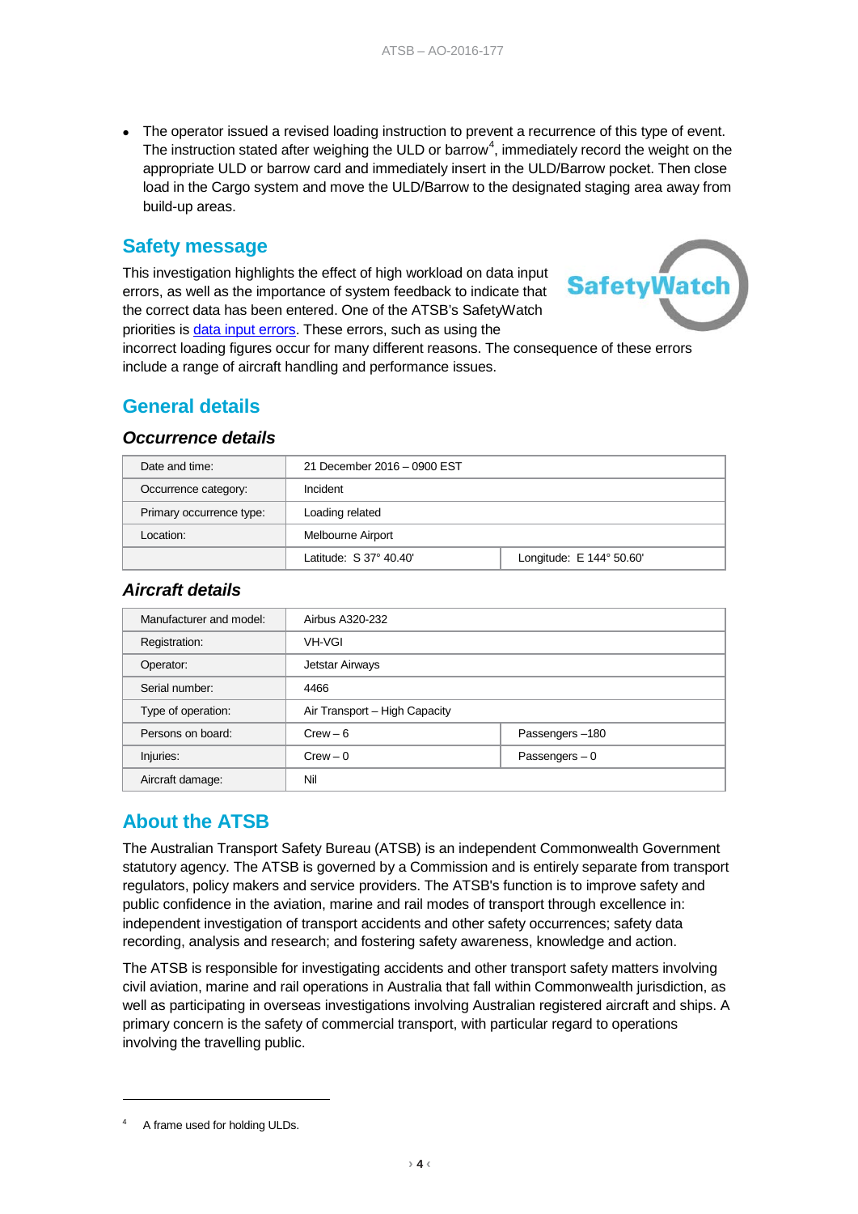- The operator issued a revised loading instruction to prevent a recurrence of this type of event. The instruction stated after weighing the ULD or barrow[4], immediately record the weight on the appropriate ULD or barrow card and immediately insert in the ULD/Barrow pocket. Then close load in the Cargo system and move the ULD/Barrow to the designated staging area away from build-up areas.

## Safety message

This investigation highlights the effect of high workload on data input errors, as well as the importance of system feedback to indicate that the correct data has been entered. One of the ATSB's SafetyWatch priorities is data input errors. These errors, such as using the incorrect loading figures occur for many different reasons. The consequence of these errors include a range of aircraft handling and performance issues.

## General details

### *Occurrence details*

| Date and time: | 21 December 2016 – 0900 EST | |
|---|---|---|
| Occurrence category: | Incident | |
| Primary occurrence type: | Loading related | |
| Location: | Melbourne Airport | |
| | Latitude: S 37° 40.40' | Longitude: E 144° 50.60' |

### *Aircraft details*

| Manufacturer and model: | Airbus A320-232 | |
|---|---|---|
| Registration: | VH-VGI | |
| Operator: | Jetstar Airways | |
| Serial number: | 4466 | |
| Type of operation: | Air Transport – High Capacity | |
| Persons on board: | Crew – 6 | Passengers –180 |
| Injuries: | Crew – 0 | Passengers – 0 |
| Aircraft damage: | Nil | |

## About the ATSB

The Australian Transport Safety Bureau (ATSB) is an independent Commonwealth Government statutory agency. The ATSB is governed by a Commission and is entirely separate from transport regulators, policy makers and service providers. The ATSB's function is to improve safety and public confidence in the aviation, marine and rail modes of transport through excellence in: independent investigation of transport accidents and other safety occurrences; safety data recording, analysis and research; and fostering safety awareness, knowledge and action.

The ATSB is responsible for investigating accidents and other transport safety matters involving civil aviation, marine and rail operations in Australia that fall within Commonwealth jurisdiction, as well as participating in overseas investigations involving Australian registered aircraft and ships. A primary concern is the safety of commercial transport, with particular regard to operations involving the travelling public.

---

[4] A frame used for holding ULDs.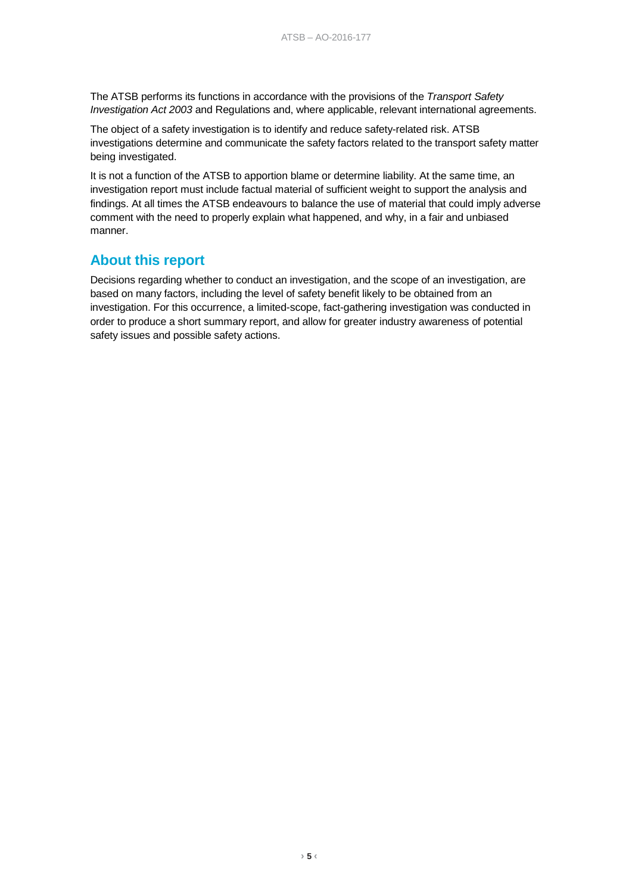The ATSB performs its functions in accordance with the provisions of the *Transport Safety Investigation Act 2003* and Regulations and, where applicable, relevant international agreements.

The object of a safety investigation is to identify and reduce safety-related risk. ATSB investigations determine and communicate the safety factors related to the transport safety matter being investigated.

It is not a function of the ATSB to apportion blame or determine liability. At the same time, an investigation report must include factual material of sufficient weight to support the analysis and findings. At all times the ATSB endeavours to balance the use of material that could imply adverse comment with the need to properly explain what happened, and why, in a fair and unbiased manner.

## About this report

Decisions regarding whether to conduct an investigation, and the scope of an investigation, are based on many factors, including the level of safety benefit likely to be obtained from an investigation. For this occurrence, a limited-scope, fact-gathering investigation was conducted in order to produce a short summary report, and allow for greater industry awareness of potential safety issues and possible safety actions.